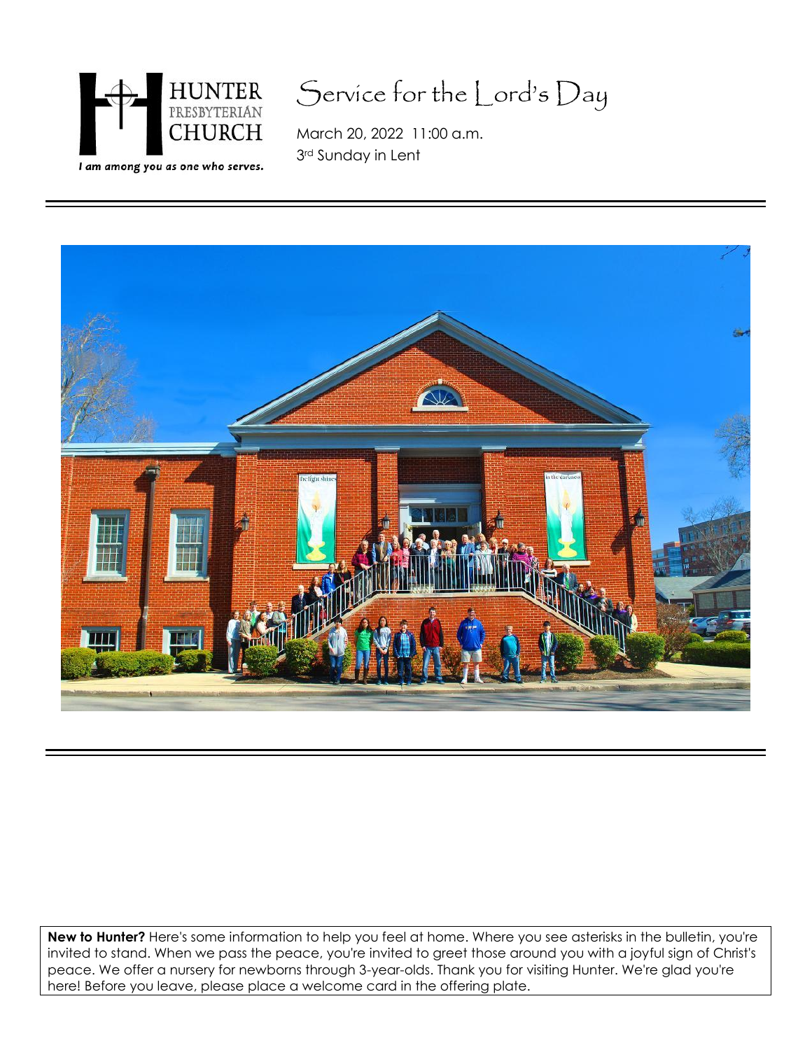HUNTER PRESBYTERIAN CHURCH

*I am among you as one who serves.*

# Service for the Lord's Day

March 20, 2022 11:00 a.m.

3rd Sunday in Lent

---

**New to Hunter?** Here's some information to help you feel at home. Where you see asterisks in the bulletin, you're invited to stand. When we pass the peace, you're invited to greet those around you with a joyful sign of Christ's peace. We offer a nursery for newborns through 3-year-olds. Thank you for visiting Hunter. We're glad you're here! Before you leave, please place a welcome card in the offering plate.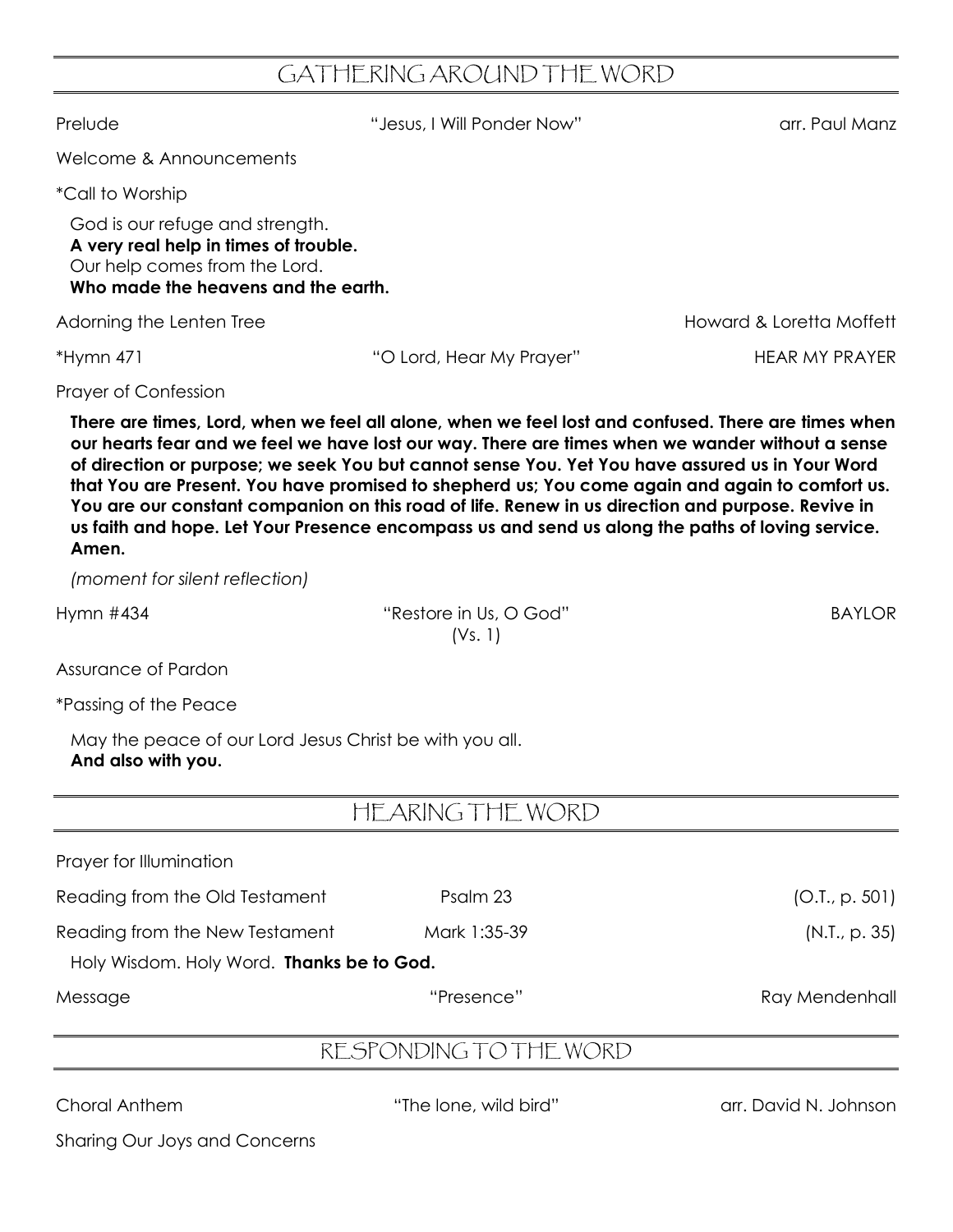## GATHERING AROUND THE WORD

Prelude "Jesus, I Will Ponder Now" arr. Paul Manz

Welcome & Announcements

*Call to Worship

God is our refuge and strength.
**A very real help in times of trouble.**
Our help comes from the Lord.
**Who made the heavens and the earth.**

Adorning the Lenten Tree Howard & Loretta Moffett

*Hymn 471 "O Lord, Hear My Prayer" HEAR MY PRAYER

Prayer of Confession

**There are times, Lord, when we feel all alone, when we feel lost and confused. There are times when our hearts fear and we feel we have lost our way. There are times when we wander without a sense of direction or purpose; we seek You but cannot sense You. Yet You have assured us in Your Word that You are Present. You have promised to shepherd us; You come again and again to comfort us. You are our constant companion on this road of life. Renew in us direction and purpose. Revive in us faith and hope. Let Your Presence encompass us and send us along the paths of loving service. Amen.**

*(moment for silent reflection)*

Hymn #434 "Restore in Us, O God" (Vs. 1) BAYLOR

Assurance of Pardon

*Passing of the Peace

May the peace of our Lord Jesus Christ be with you all.
**And also with you.**

## HEARING THE WORD

Prayer for Illumination

Reading from the Old Testament Psalm 23 (O.T., p. 501)

Reading from the New Testament Mark 1:35-39 (N.T., p. 35)

Holy Wisdom. Holy Word. **Thanks be to God.**

Message "Presence" Ray Mendenhall

## RESPONDING TO THE WORD

Choral Anthem "The lone, wild bird" arr. David N. Johnson

Sharing Our Joys and Concerns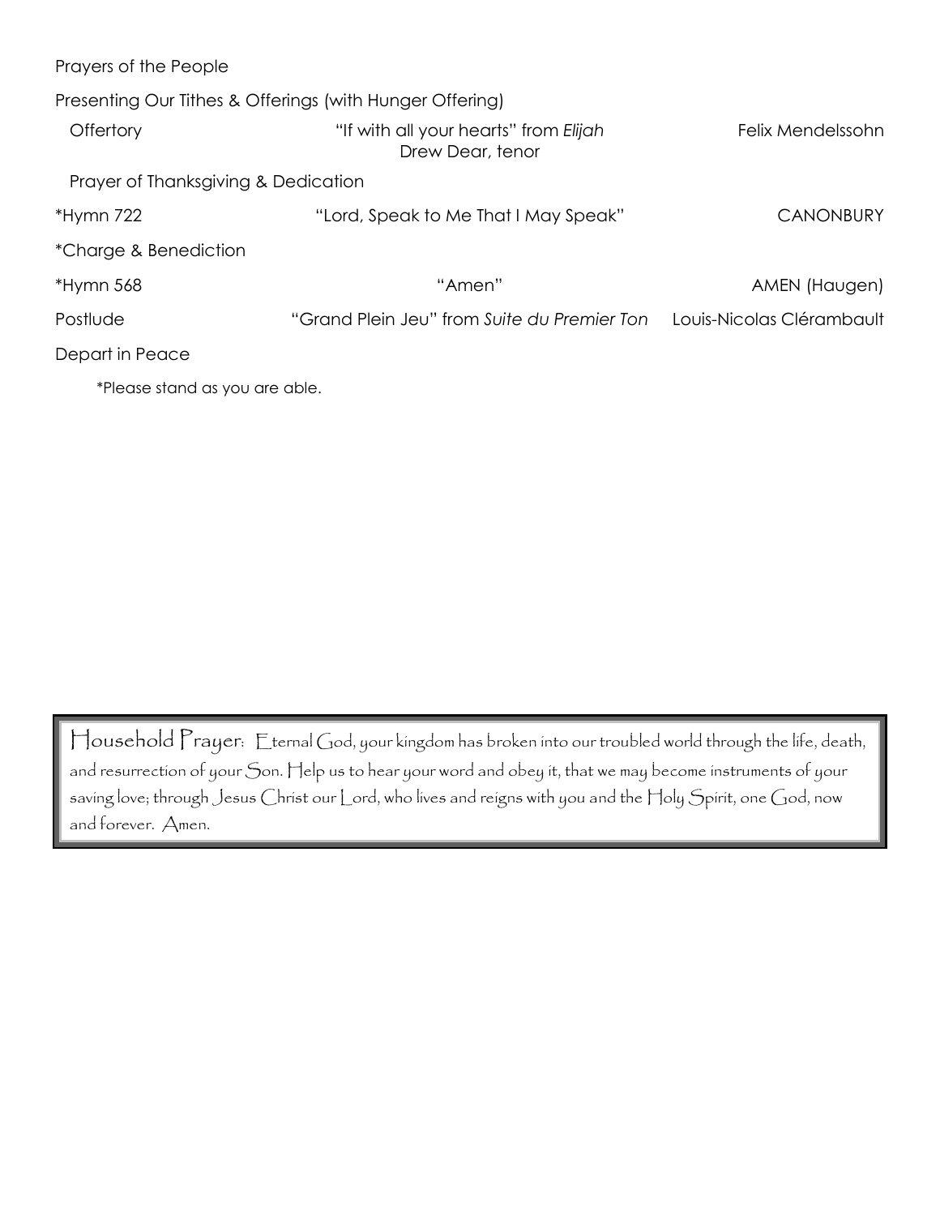Prayers of the People

Presenting Our Tithes & Offerings (with Hunger Offering)

| | | |
|---|---|---|
| Offertory | "If with all your hearts" from *Elijah*<br>Drew Dear, tenor | Felix Mendelssohn |
| Prayer of Thanksgiving & Dedication | | |
| *Hymn 722 | "Lord, Speak to Me That I May Speak" | CANONBURY |
| *Charge & Benediction | | |
| *Hymn 568 | "Amen" | AMEN (Haugen) |
| Postlude | "Grand Plein Jeu" from *Suite du Premier Ton* | Louis-Nicolas Clérambault |
| Depart in Peace | | |

*Please stand as you are able.

Household Prayer: Eternal God, your kingdom has broken into our troubled world through the life, death, and resurrection of your Son. Help us to hear your word and obey it, that we may become instruments of your saving love; through Jesus Christ our Lord, who lives and reigns with you and the Holy Spirit, one God, now and forever. Amen.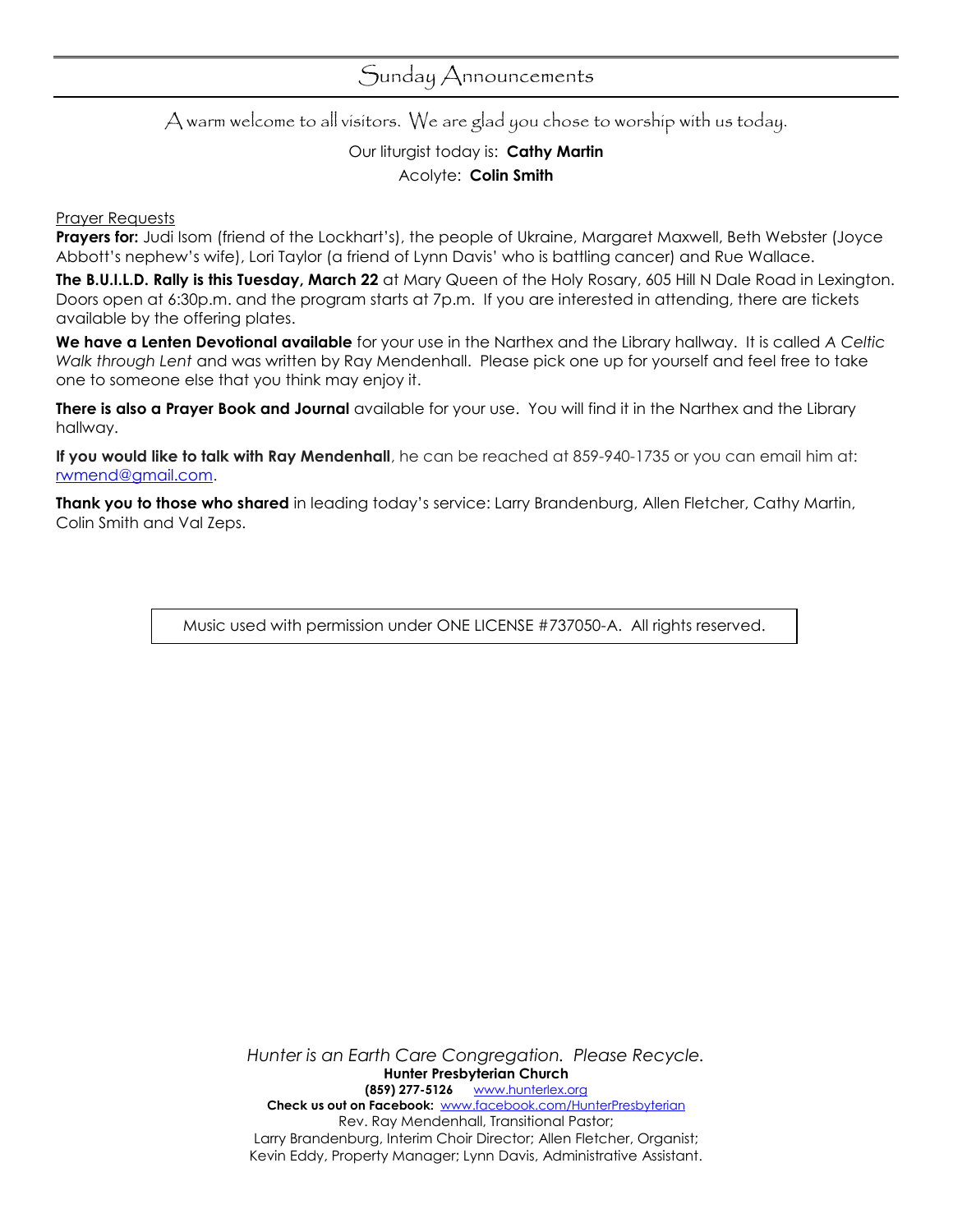# Sunday Announcements

A warm welcome to all visitors. We are glad you chose to worship with us today.

Our liturgist today is: **Cathy Martin**

Acolyte: **Colin Smith**

Prayer Requests

**Prayers for:** Judi Isom (friend of the Lockhart's), the people of Ukraine, Margaret Maxwell, Beth Webster (Joyce Abbott's nephew's wife), Lori Taylor (a friend of Lynn Davis' who is battling cancer) and Rue Wallace.

**The B.U.I.L.D. Rally is this Tuesday, March 22** at Mary Queen of the Holy Rosary, 605 Hill N Dale Road in Lexington. Doors open at 6:30p.m. and the program starts at 7p.m. If you are interested in attending, there are tickets available by the offering plates.

**We have a Lenten Devotional available** for your use in the Narthex and the Library hallway. It is called *A Celtic Walk through Lent* and was written by Ray Mendenhall. Please pick one up for yourself and feel free to take one to someone else that you think may enjoy it.

**There is also a Prayer Book and Journal** available for your use. You will find it in the Narthex and the Library hallway.

**If you would like to talk with Ray Mendenhall**, he can be reached at 859-940-1735 or you can email him at: rwmend@gmail.com.

**Thank you to those who shared** in leading today's service: Larry Brandenburg, Allen Fletcher, Cathy Martin, Colin Smith and Val Zeps.

Music used with permission under ONE LICENSE #737050-A. All rights reserved.

*Hunter is an Earth Care Congregation. Please Recycle.*

**Hunter Presbyterian Church**

**(859) 277-5126** www.hunterlex.org

**Check us out on Facebook:** www.facebook.com/HunterPresbyterian

Rev. Ray Mendenhall, Transitional Pastor;

Larry Brandenburg, Interim Choir Director; Allen Fletcher, Organist;

Kevin Eddy, Property Manager; Lynn Davis, Administrative Assistant.